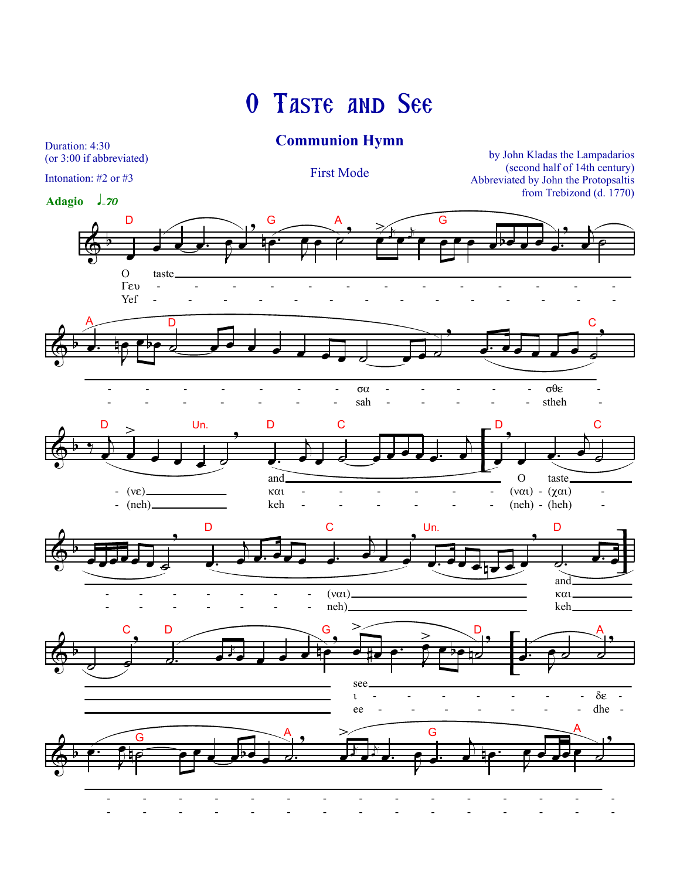# O Taste and See

## Communion Hymn

First Mode

Duration: 4:30
(or 3:00 if abbreviated)

Intonation: #2 or #3

by John Kladas the Lampadarios
(second half of 14th century)
Abbreviated by John the Protopsaltis
from Trebizond (d. 1770)

**Adagio** ♩=70

O taste ______ - - - - - - - see ______ and ______ O taste ______ and ______ see ______

Γευ - σα - σθε - (νε) και - (ναι) - (χαι) - (ναι) και ι - δε -

Yef - sah - stheh - (neh) keh - (neh) - (heh) - neh) keh ee - dhe -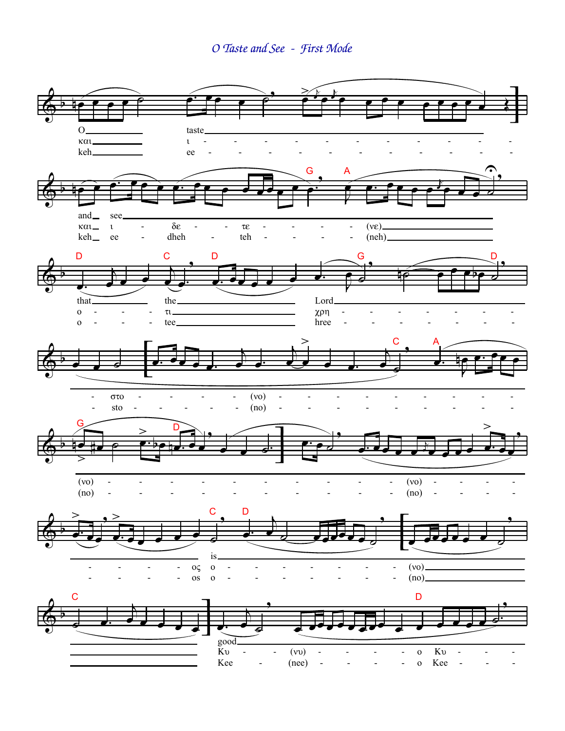# *O Taste and See - First Mode*

O taste and see that the Lord is good

και ι και ι δε τε (νε) ο τι χρη στο (νο) (νο) (νο) ος ο (νο) Κυ (νυ) ο Κυ

keh ee keh ee dheh teh (neh) o tee hree sto (no) (no) (no) os o (no) Kee (nee) o Kee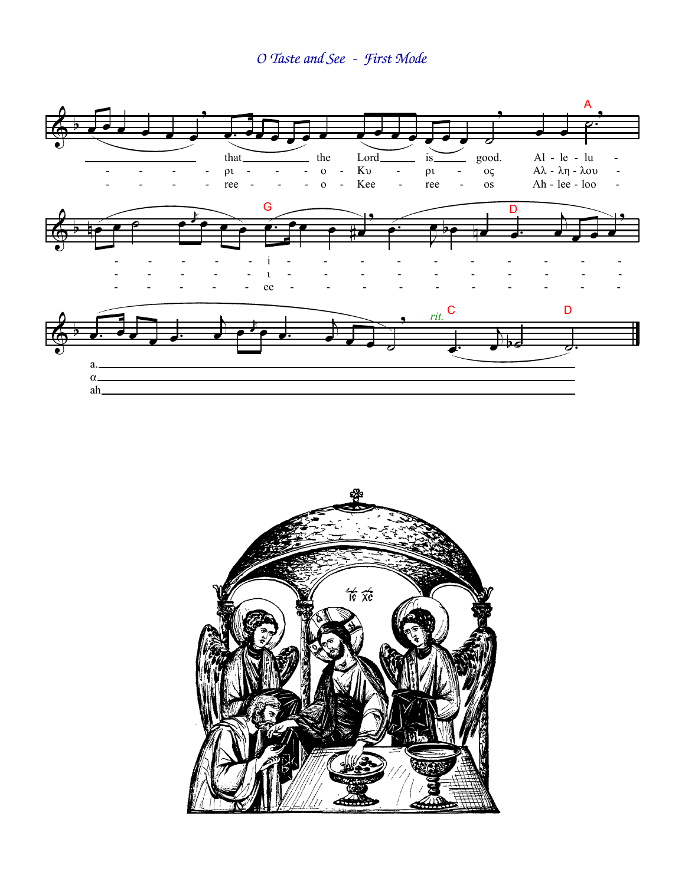# O Taste and See - First Mode

that the Lord is good. Al - le - lu - i - a.

ρι - ο - Κυ - ρι - ος Αλ - λη - λου - ι - α.

ree - o - Kee - ree - os Ah - lee - loo - ee - ah.